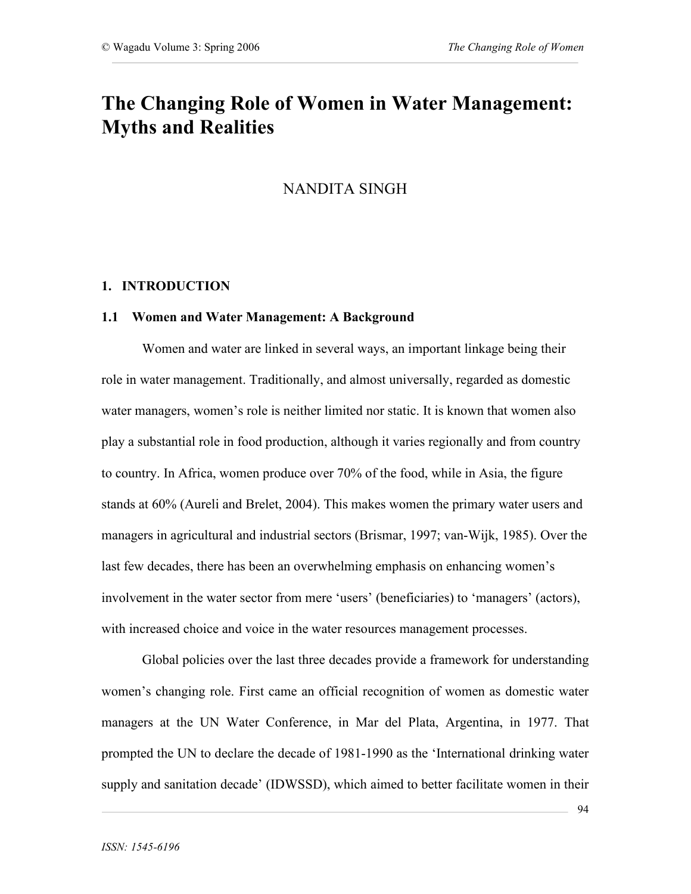# The Changing Role of Women in Water Management: Myths and Realities

NANDITA SINGH

## 1. INTRODUCTION

### 1.1 Women and Water Management: A Background

Women and water are linked in several ways, an important linkage being their role in water management. Traditionally, and almost universally, regarded as domestic water managers, women's role is neither limited nor static. It is known that women also play a substantial role in food production, although it varies regionally and from country to country. In Africa, women produce over 70% of the food, while in Asia, the figure stands at 60% (Aureli and Brelet, 2004). This makes women the primary water users and managers in agricultural and industrial sectors (Brismar, 1997; van-Wijk, 1985). Over the last few decades, there has been an overwhelming emphasis on enhancing women's involvement in the water sector from mere 'users' (beneficiaries) to 'managers' (actors), with increased choice and voice in the water resources management processes.

Global policies over the last three decades provide a framework for understanding women's changing role. First came an official recognition of women as domestic water managers at the UN Water Conference, in Mar del Plata, Argentina, in 1977. That prompted the UN to declare the decade of 1981-1990 as the 'International drinking water supply and sanitation decade' (IDWSSD), which aimed to better facilitate women in their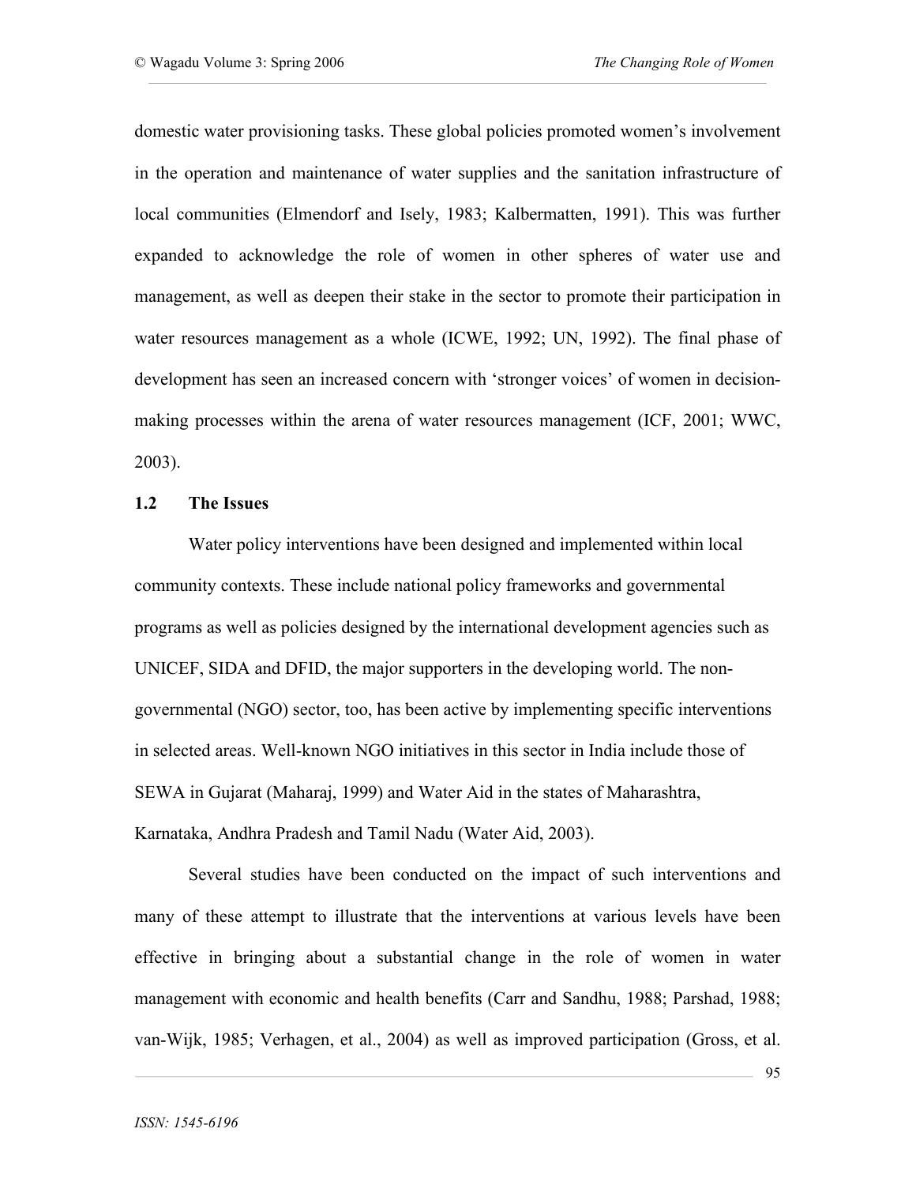domestic water provisioning tasks. These global policies promoted women's involvement in the operation and maintenance of water supplies and the sanitation infrastructure of local communities (Elmendorf and Isely, 1983; Kalbermatten, 1991). This was further expanded to acknowledge the role of women in other spheres of water use and management, as well as deepen their stake in the sector to promote their participation in water resources management as a whole (ICWE, 1992; UN, 1992). The final phase of development has seen an increased concern with 'stronger voices' of women in decision-making processes within the arena of water resources management (ICF, 2001; WWC, 2003).

### 1.2 The Issues

Water policy interventions have been designed and implemented within local community contexts. These include national policy frameworks and governmental programs as well as policies designed by the international development agencies such as UNICEF, SIDA and DFID, the major supporters in the developing world. The non-governmental (NGO) sector, too, has been active by implementing specific interventions in selected areas. Well-known NGO initiatives in this sector in India include those of SEWA in Gujarat (Maharaj, 1999) and Water Aid in the states of Maharashtra, Karnataka, Andhra Pradesh and Tamil Nadu (Water Aid, 2003).

Several studies have been conducted on the impact of such interventions and many of these attempt to illustrate that the interventions at various levels have been effective in bringing about a substantial change in the role of women in water management with economic and health benefits (Carr and Sandhu, 1988; Parshad, 1988; van-Wijk, 1985; Verhagen, et al., 2004) as well as improved participation (Gross, et al.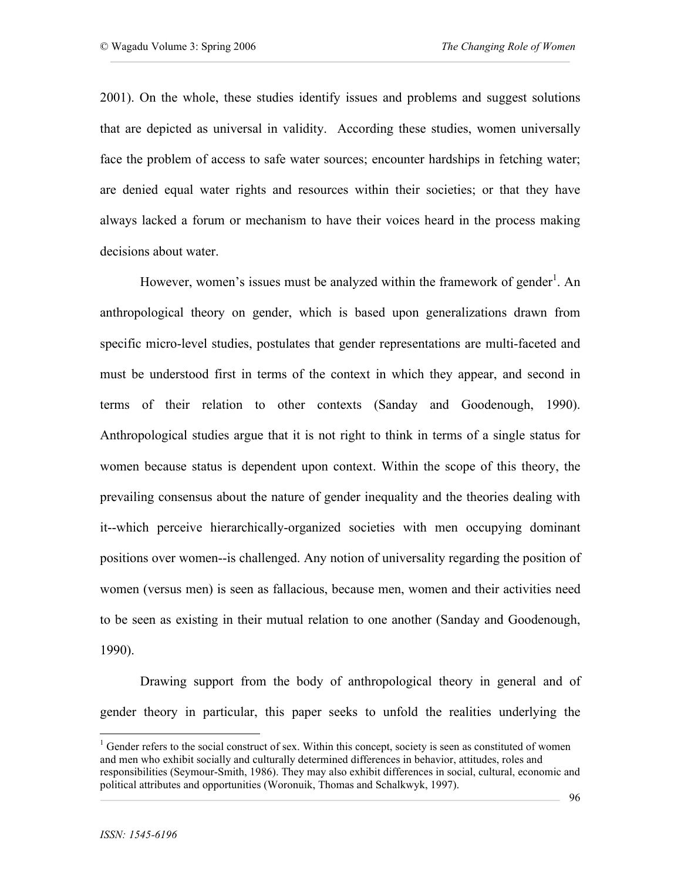2001). On the whole, these studies identify issues and problems and suggest solutions that are depicted as universal in validity. According these studies, women universally face the problem of access to safe water sources; encounter hardships in fetching water; are denied equal water rights and resources within their societies; or that they have always lacked a forum or mechanism to have their voices heard in the process making decisions about water.

However, women's issues must be analyzed within the framework of gender[1]. An anthropological theory on gender, which is based upon generalizations drawn from specific micro-level studies, postulates that gender representations are multi-faceted and must be understood first in terms of the context in which they appear, and second in terms of their relation to other contexts (Sanday and Goodenough, 1990). Anthropological studies argue that it is not right to think in terms of a single status for women because status is dependent upon context. Within the scope of this theory, the prevailing consensus about the nature of gender inequality and the theories dealing with it--which perceive hierarchically-organized societies with men occupying dominant positions over women--is challenged. Any notion of universality regarding the position of women (versus men) is seen as fallacious, because men, women and their activities need to be seen as existing in their mutual relation to one another (Sanday and Goodenough, 1990).

Drawing support from the body of anthropological theory in general and of gender theory in particular, this paper seeks to unfold the realities underlying the

[1] Gender refers to the social construct of sex. Within this concept, society is seen as constituted of women and men who exhibit socially and culturally determined differences in behavior, attitudes, roles and responsibilities (Seymour-Smith, 1986). They may also exhibit differences in social, cultural, economic and political attributes and opportunities (Woronuik, Thomas and Schalkwyk, 1997).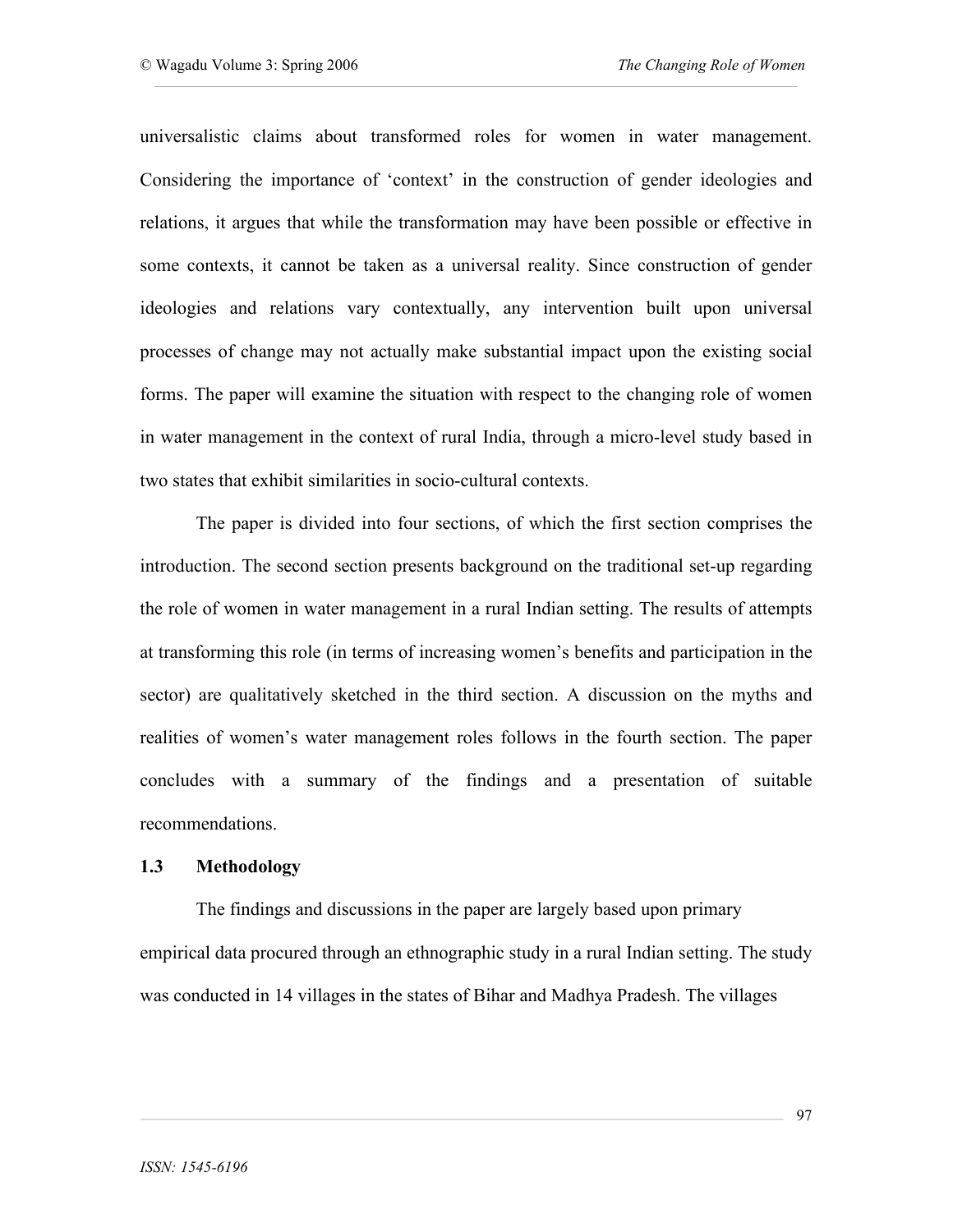universalistic claims about transformed roles for women in water management. Considering the importance of 'context' in the construction of gender ideologies and relations, it argues that while the transformation may have been possible or effective in some contexts, it cannot be taken as a universal reality. Since construction of gender ideologies and relations vary contextually, any intervention built upon universal processes of change may not actually make substantial impact upon the existing social forms. The paper will examine the situation with respect to the changing role of women in water management in the context of rural India, through a micro-level study based in two states that exhibit similarities in socio-cultural contexts.

The paper is divided into four sections, of which the first section comprises the introduction. The second section presents background on the traditional set-up regarding the role of women in water management in a rural Indian setting. The results of attempts at transforming this role (in terms of increasing women's benefits and participation in the sector) are qualitatively sketched in the third section. A discussion on the myths and realities of women's water management roles follows in the fourth section. The paper concludes with a summary of the findings and a presentation of suitable recommendations.

### 1.3 Methodology

The findings and discussions in the paper are largely based upon primary empirical data procured through an ethnographic study in a rural Indian setting. The study was conducted in 14 villages in the states of Bihar and Madhya Pradesh. The villages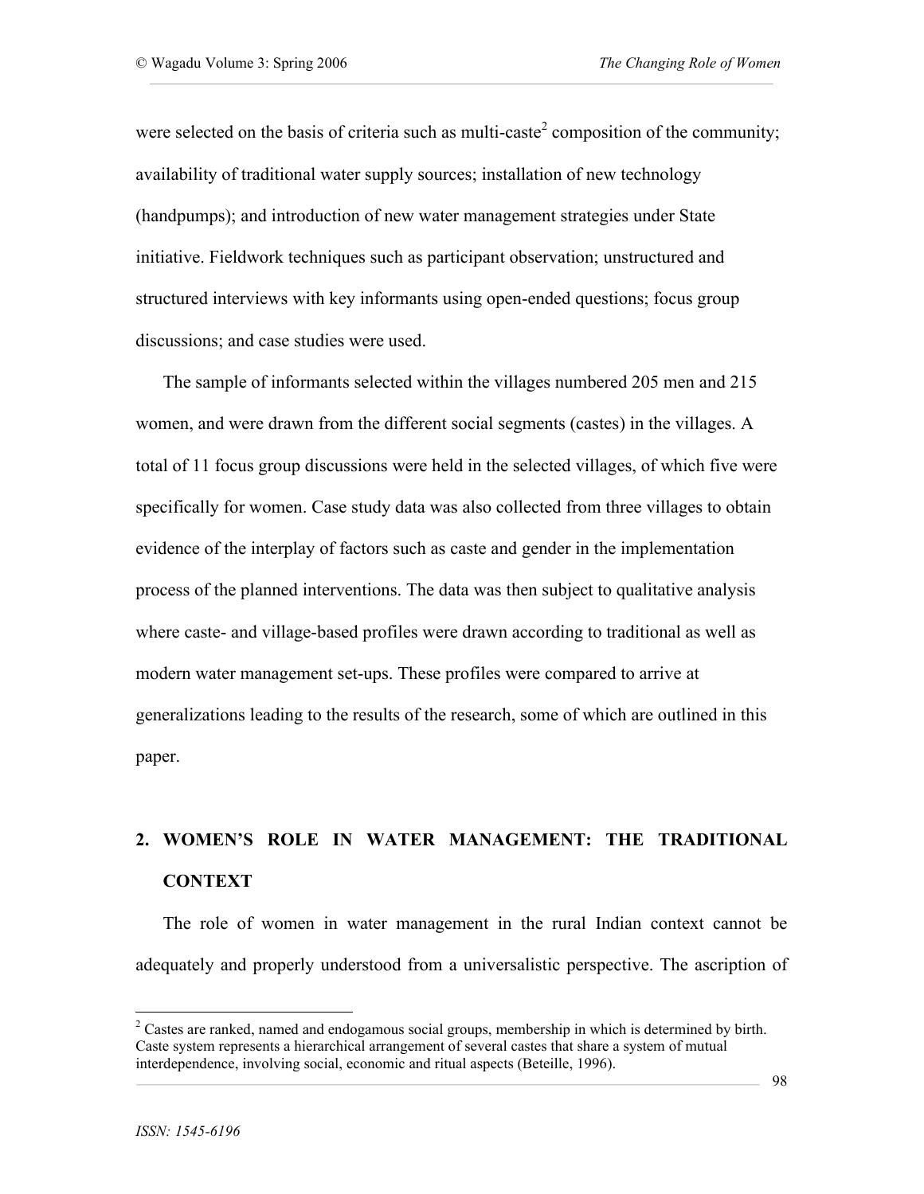were selected on the basis of criteria such as multi-caste[2] composition of the community; availability of traditional water supply sources; installation of new technology (handpumps); and introduction of new water management strategies under State initiative. Fieldwork techniques such as participant observation; unstructured and structured interviews with key informants using open-ended questions; focus group discussions; and case studies were used.

The sample of informants selected within the villages numbered 205 men and 215 women, and were drawn from the different social segments (castes) in the villages. A total of 11 focus group discussions were held in the selected villages, of which five were specifically for women. Case study data was also collected from three villages to obtain evidence of the interplay of factors such as caste and gender in the implementation process of the planned interventions. The data was then subject to qualitative analysis where caste- and village-based profiles were drawn according to traditional as well as modern water management set-ups. These profiles were compared to arrive at generalizations leading to the results of the research, some of which are outlined in this paper.

## 2. WOMEN'S ROLE IN WATER MANAGEMENT: THE TRADITIONAL CONTEXT

The role of women in water management in the rural Indian context cannot be adequately and properly understood from a universalistic perspective. The ascription of

[2] Castes are ranked, named and endogamous social groups, membership in which is determined by birth. Caste system represents a hierarchical arrangement of several castes that share a system of mutual interdependence, involving social, economic and ritual aspects (Beteille, 1996).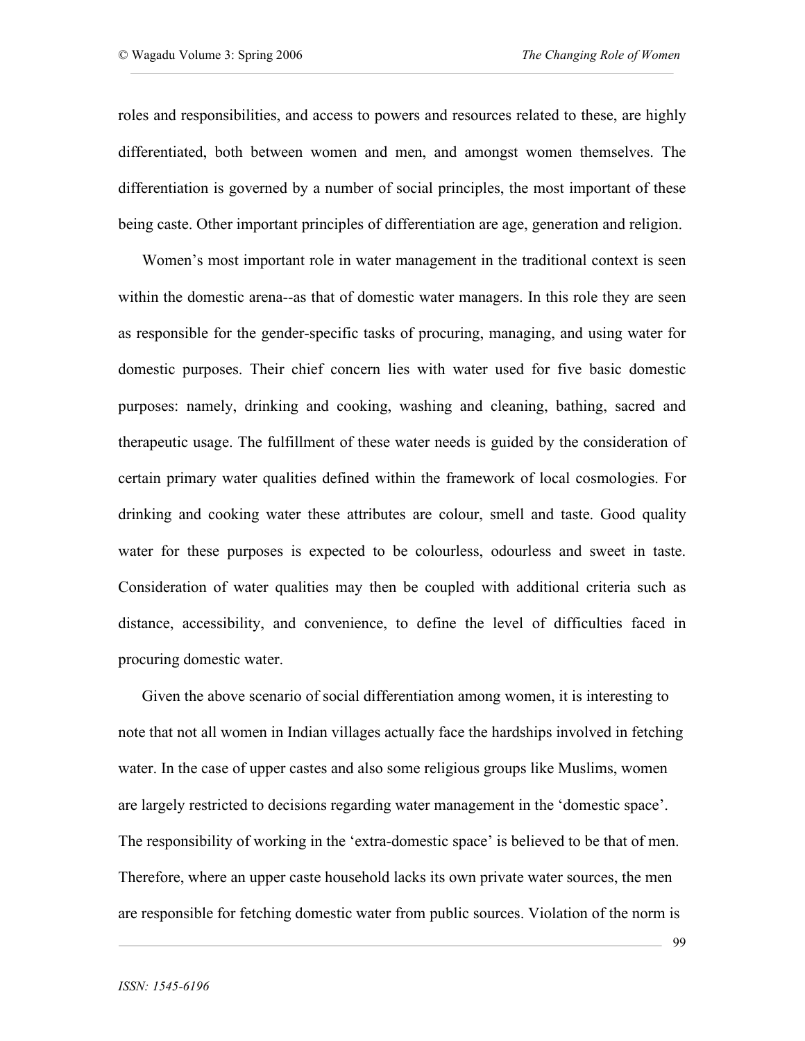roles and responsibilities, and access to powers and resources related to these, are highly differentiated, both between women and men, and amongst women themselves. The differentiation is governed by a number of social principles, the most important of these being caste. Other important principles of differentiation are age, generation and religion.

Women's most important role in water management in the traditional context is seen within the domestic arena--as that of domestic water managers. In this role they are seen as responsible for the gender-specific tasks of procuring, managing, and using water for domestic purposes. Their chief concern lies with water used for five basic domestic purposes: namely, drinking and cooking, washing and cleaning, bathing, sacred and therapeutic usage. The fulfillment of these water needs is guided by the consideration of certain primary water qualities defined within the framework of local cosmologies. For drinking and cooking water these attributes are colour, smell and taste. Good quality water for these purposes is expected to be colourless, odourless and sweet in taste. Consideration of water qualities may then be coupled with additional criteria such as distance, accessibility, and convenience, to define the level of difficulties faced in procuring domestic water.

Given the above scenario of social differentiation among women, it is interesting to note that not all women in Indian villages actually face the hardships involved in fetching water. In the case of upper castes and also some religious groups like Muslims, women are largely restricted to decisions regarding water management in the 'domestic space'. The responsibility of working in the 'extra-domestic space' is believed to be that of men. Therefore, where an upper caste household lacks its own private water sources, the men are responsible for fetching domestic water from public sources. Violation of the norm is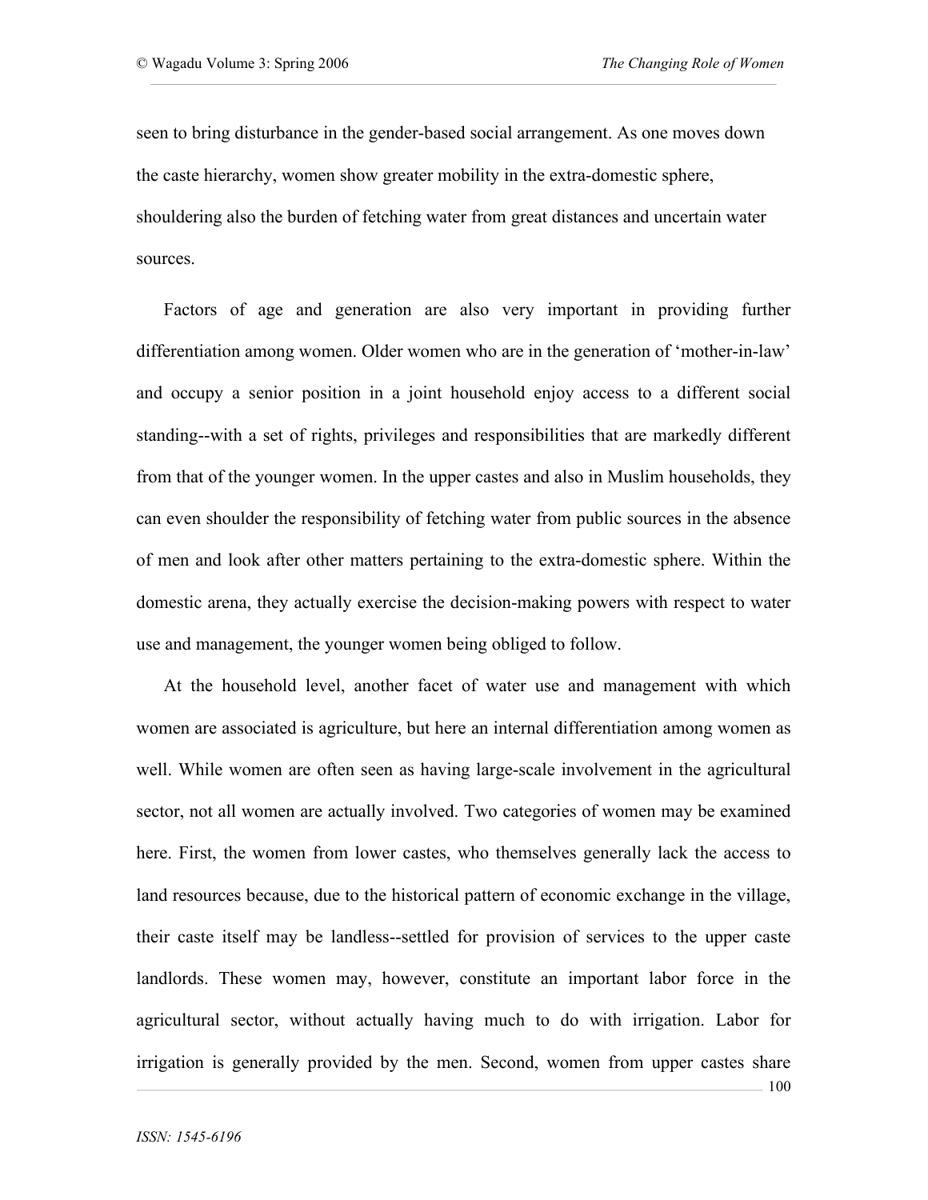seen to bring disturbance in the gender-based social arrangement. As one moves down the caste hierarchy, women show greater mobility in the extra-domestic sphere, shouldering also the burden of fetching water from great distances and uncertain water sources.

Factors of age and generation are also very important in providing further differentiation among women. Older women who are in the generation of 'mother-in-law' and occupy a senior position in a joint household enjoy access to a different social standing--with a set of rights, privileges and responsibilities that are markedly different from that of the younger women. In the upper castes and also in Muslim households, they can even shoulder the responsibility of fetching water from public sources in the absence of men and look after other matters pertaining to the extra-domestic sphere. Within the domestic arena, they actually exercise the decision-making powers with respect to water use and management, the younger women being obliged to follow.

At the household level, another facet of water use and management with which women are associated is agriculture, but here an internal differentiation among women as well. While women are often seen as having large-scale involvement in the agricultural sector, not all women are actually involved. Two categories of women may be examined here. First, the women from lower castes, who themselves generally lack the access to land resources because, due to the historical pattern of economic exchange in the village, their caste itself may be landless--settled for provision of services to the upper caste landlords. These women may, however, constitute an important labor force in the agricultural sector, without actually having much to do with irrigation. Labor for irrigation is generally provided by the men. Second, women from upper castes share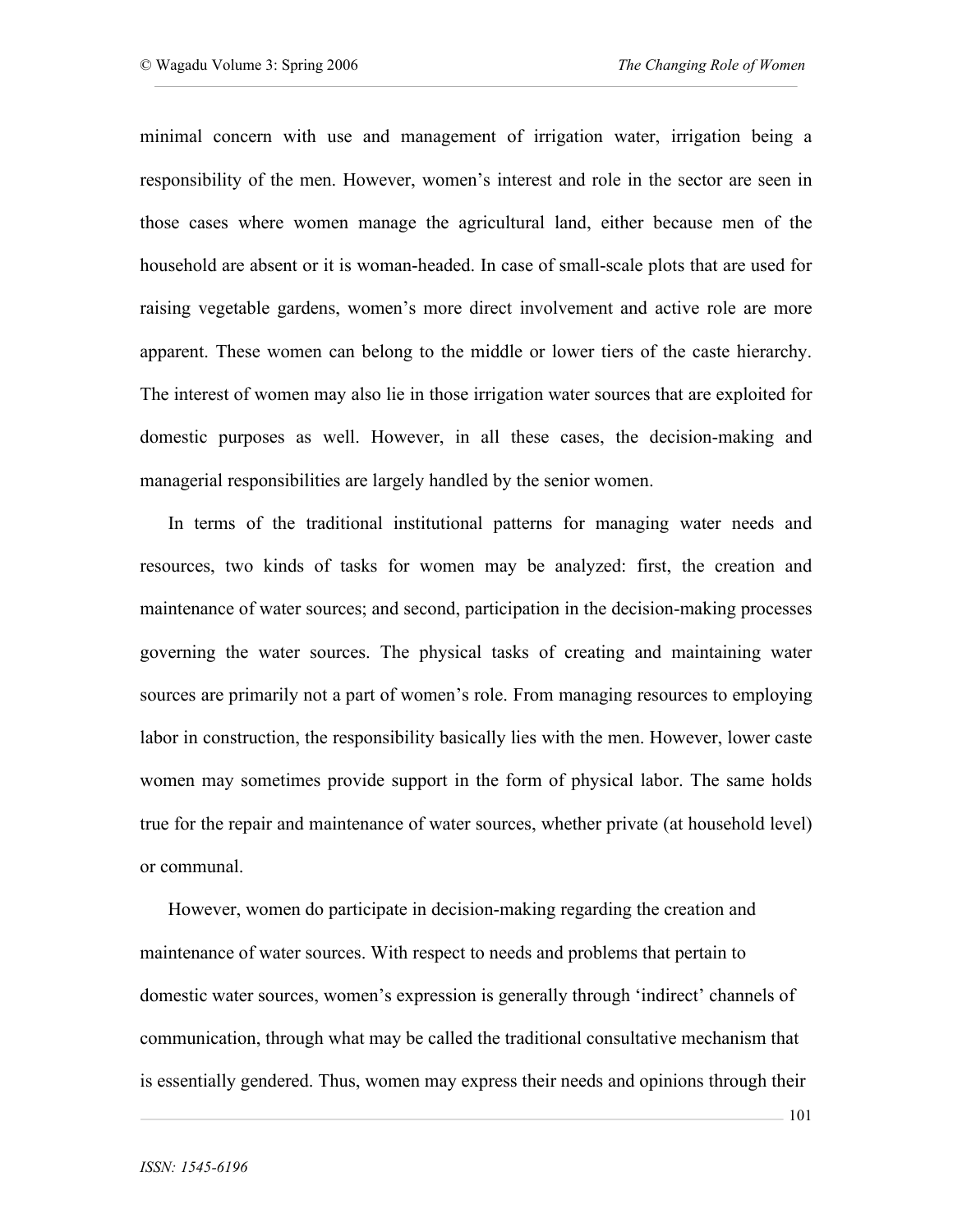minimal concern with use and management of irrigation water, irrigation being a responsibility of the men. However, women's interest and role in the sector are seen in those cases where women manage the agricultural land, either because men of the household are absent or it is woman-headed. In case of small-scale plots that are used for raising vegetable gardens, women's more direct involvement and active role are more apparent. These women can belong to the middle or lower tiers of the caste hierarchy. The interest of women may also lie in those irrigation water sources that are exploited for domestic purposes as well. However, in all these cases, the decision-making and managerial responsibilities are largely handled by the senior women.

In terms of the traditional institutional patterns for managing water needs and resources, two kinds of tasks for women may be analyzed: first, the creation and maintenance of water sources; and second, participation in the decision-making processes governing the water sources. The physical tasks of creating and maintaining water sources are primarily not a part of women's role. From managing resources to employing labor in construction, the responsibility basically lies with the men. However, lower caste women may sometimes provide support in the form of physical labor. The same holds true for the repair and maintenance of water sources, whether private (at household level) or communal.

However, women do participate in decision-making regarding the creation and maintenance of water sources. With respect to needs and problems that pertain to domestic water sources, women's expression is generally through 'indirect' channels of communication, through what may be called the traditional consultative mechanism that is essentially gendered. Thus, women may express their needs and opinions through their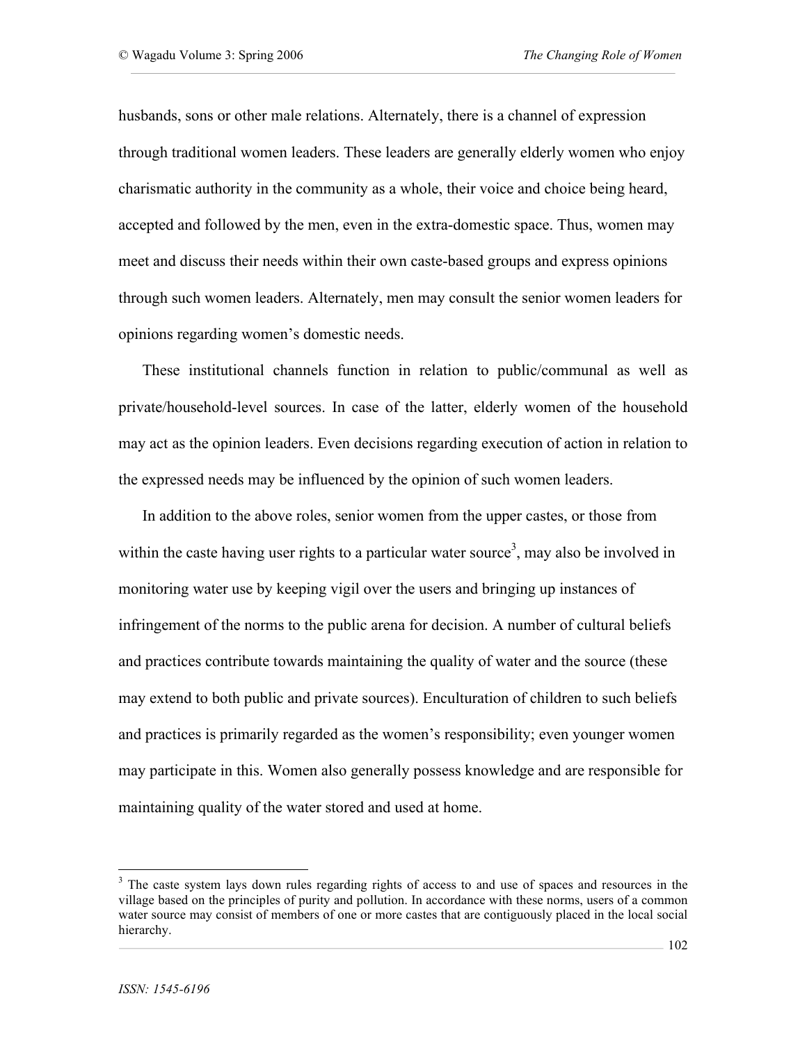husbands, sons or other male relations. Alternately, there is a channel of expression through traditional women leaders. These leaders are generally elderly women who enjoy charismatic authority in the community as a whole, their voice and choice being heard, accepted and followed by the men, even in the extra-domestic space. Thus, women may meet and discuss their needs within their own caste-based groups and express opinions through such women leaders. Alternately, men may consult the senior women leaders for opinions regarding women's domestic needs.

These institutional channels function in relation to public/communal as well as private/household-level sources. In case of the latter, elderly women of the household may act as the opinion leaders. Even decisions regarding execution of action in relation to the expressed needs may be influenced by the opinion of such women leaders.

In addition to the above roles, senior women from the upper castes, or those from within the caste having user rights to a particular water source[3], may also be involved in monitoring water use by keeping vigil over the users and bringing up instances of infringement of the norms to the public arena for decision. A number of cultural beliefs and practices contribute towards maintaining the quality of water and the source (these may extend to both public and private sources). Enculturation of children to such beliefs and practices is primarily regarded as the women's responsibility; even younger women may participate in this. Women also generally possess knowledge and are responsible for maintaining quality of the water stored and used at home.

---

[3] The caste system lays down rules regarding rights of access to and use of spaces and resources in the village based on the principles of purity and pollution. In accordance with these norms, users of a common water source may consist of members of one or more castes that are contiguously placed in the local social hierarchy.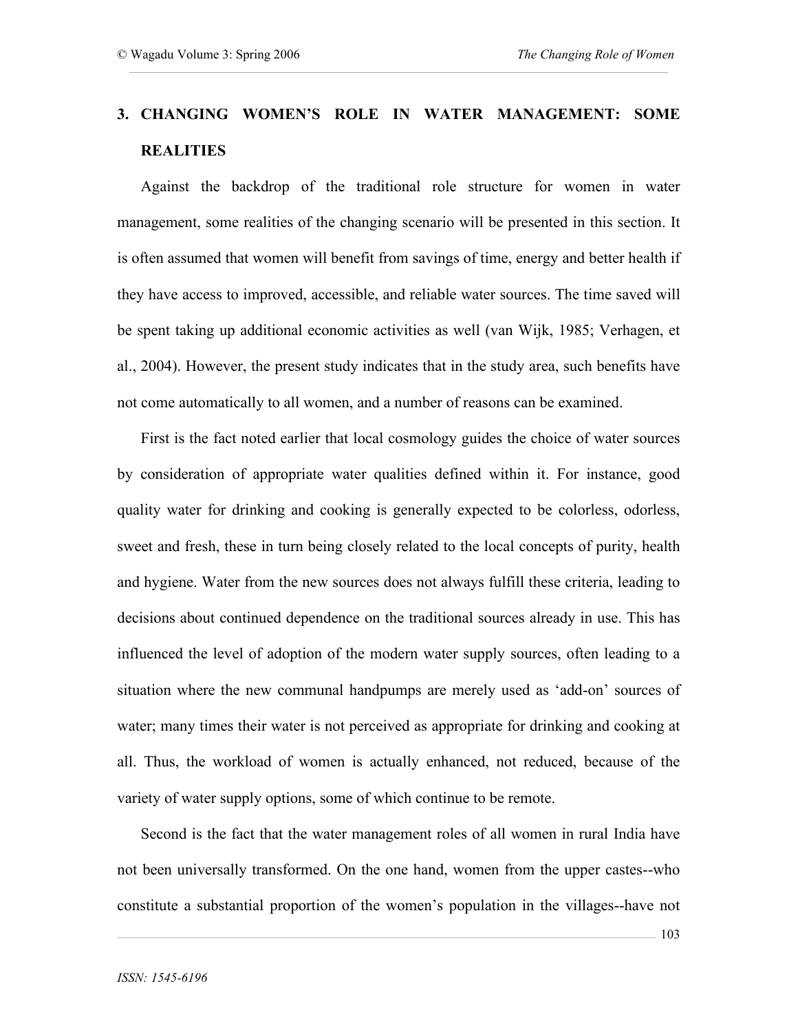## 3. CHANGING WOMEN'S ROLE IN WATER MANAGEMENT: SOME REALITIES

Against the backdrop of the traditional role structure for women in water management, some realities of the changing scenario will be presented in this section. It is often assumed that women will benefit from savings of time, energy and better health if they have access to improved, accessible, and reliable water sources. The time saved will be spent taking up additional economic activities as well (van Wijk, 1985; Verhagen, et al., 2004). However, the present study indicates that in the study area, such benefits have not come automatically to all women, and a number of reasons can be examined.

First is the fact noted earlier that local cosmology guides the choice of water sources by consideration of appropriate water qualities defined within it. For instance, good quality water for drinking and cooking is generally expected to be colorless, odorless, sweet and fresh, these in turn being closely related to the local concepts of purity, health and hygiene. Water from the new sources does not always fulfill these criteria, leading to decisions about continued dependence on the traditional sources already in use. This has influenced the level of adoption of the modern water supply sources, often leading to a situation where the new communal handpumps are merely used as 'add-on' sources of water; many times their water is not perceived as appropriate for drinking and cooking at all. Thus, the workload of women is actually enhanced, not reduced, because of the variety of water supply options, some of which continue to be remote.

Second is the fact that the water management roles of all women in rural India have not been universally transformed. On the one hand, women from the upper castes--who constitute a substantial proportion of the women's population in the villages--have not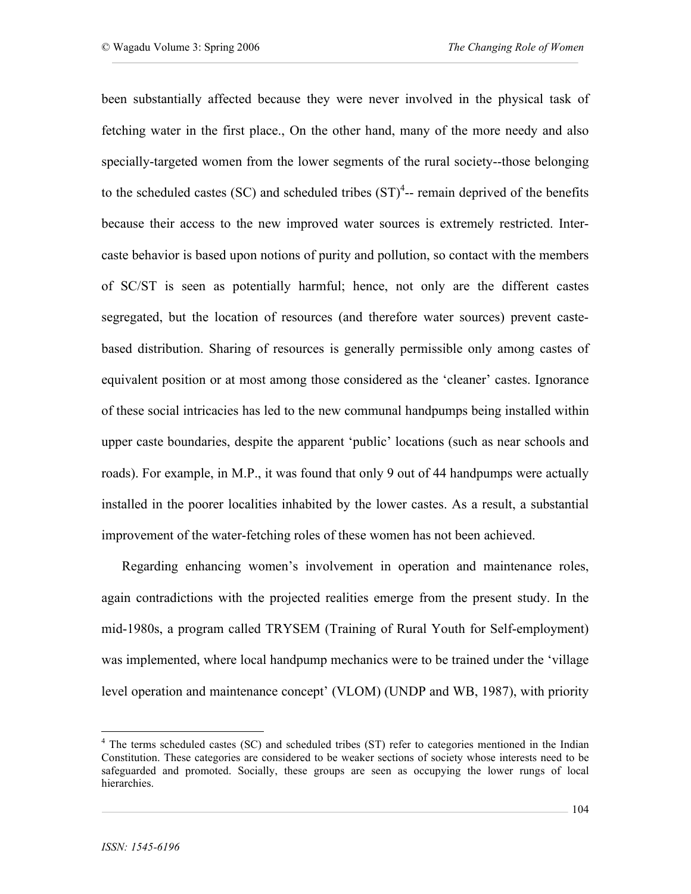been substantially affected because they were never involved in the physical task of fetching water in the first place., On the other hand, many of the more needy and also specially-targeted women from the lower segments of the rural society--those belonging to the scheduled castes (SC) and scheduled tribes (ST)[4]-- remain deprived of the benefits because their access to the new improved water sources is extremely restricted. Inter-caste behavior is based upon notions of purity and pollution, so contact with the members of SC/ST is seen as potentially harmful; hence, not only are the different castes segregated, but the location of resources (and therefore water sources) prevent caste-based distribution. Sharing of resources is generally permissible only among castes of equivalent position or at most among those considered as the 'cleaner' castes. Ignorance of these social intricacies has led to the new communal handpumps being installed within upper caste boundaries, despite the apparent 'public' locations (such as near schools and roads). For example, in M.P., it was found that only 9 out of 44 handpumps were actually installed in the poorer localities inhabited by the lower castes. As a result, a substantial improvement of the water-fetching roles of these women has not been achieved.

Regarding enhancing women's involvement in operation and maintenance roles, again contradictions with the projected realities emerge from the present study. In the mid-1980s, a program called TRYSEM (Training of Rural Youth for Self-employment) was implemented, where local handpump mechanics were to be trained under the 'village level operation and maintenance concept' (VLOM) (UNDP and WB, 1987), with priority

[4] The terms scheduled castes (SC) and scheduled tribes (ST) refer to categories mentioned in the Indian Constitution. These categories are considered to be weaker sections of society whose interests need to be safeguarded and promoted. Socially, these groups are seen as occupying the lower rungs of local hierarchies.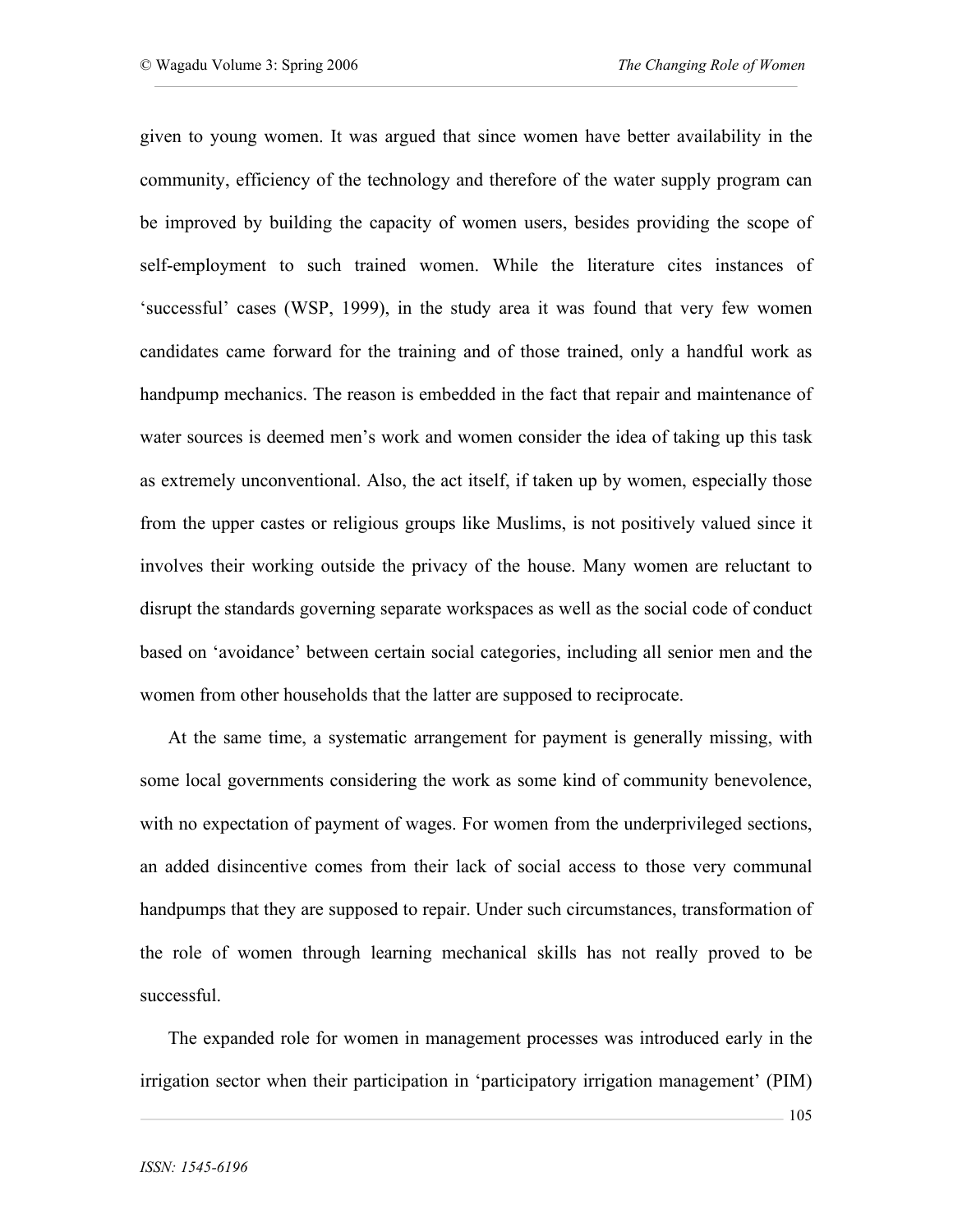given to young women. It was argued that since women have better availability in the community, efficiency of the technology and therefore of the water supply program can be improved by building the capacity of women users, besides providing the scope of self-employment to such trained women. While the literature cites instances of 'successful' cases (WSP, 1999), in the study area it was found that very few women candidates came forward for the training and of those trained, only a handful work as handpump mechanics. The reason is embedded in the fact that repair and maintenance of water sources is deemed men's work and women consider the idea of taking up this task as extremely unconventional. Also, the act itself, if taken up by women, especially those from the upper castes or religious groups like Muslims, is not positively valued since it involves their working outside the privacy of the house. Many women are reluctant to disrupt the standards governing separate workspaces as well as the social code of conduct based on 'avoidance' between certain social categories, including all senior men and the women from other households that the latter are supposed to reciprocate.

At the same time, a systematic arrangement for payment is generally missing, with some local governments considering the work as some kind of community benevolence, with no expectation of payment of wages. For women from the underprivileged sections, an added disincentive comes from their lack of social access to those very communal handpumps that they are supposed to repair. Under such circumstances, transformation of the role of women through learning mechanical skills has not really proved to be successful.

The expanded role for women in management processes was introduced early in the irrigation sector when their participation in 'participatory irrigation management' (PIM)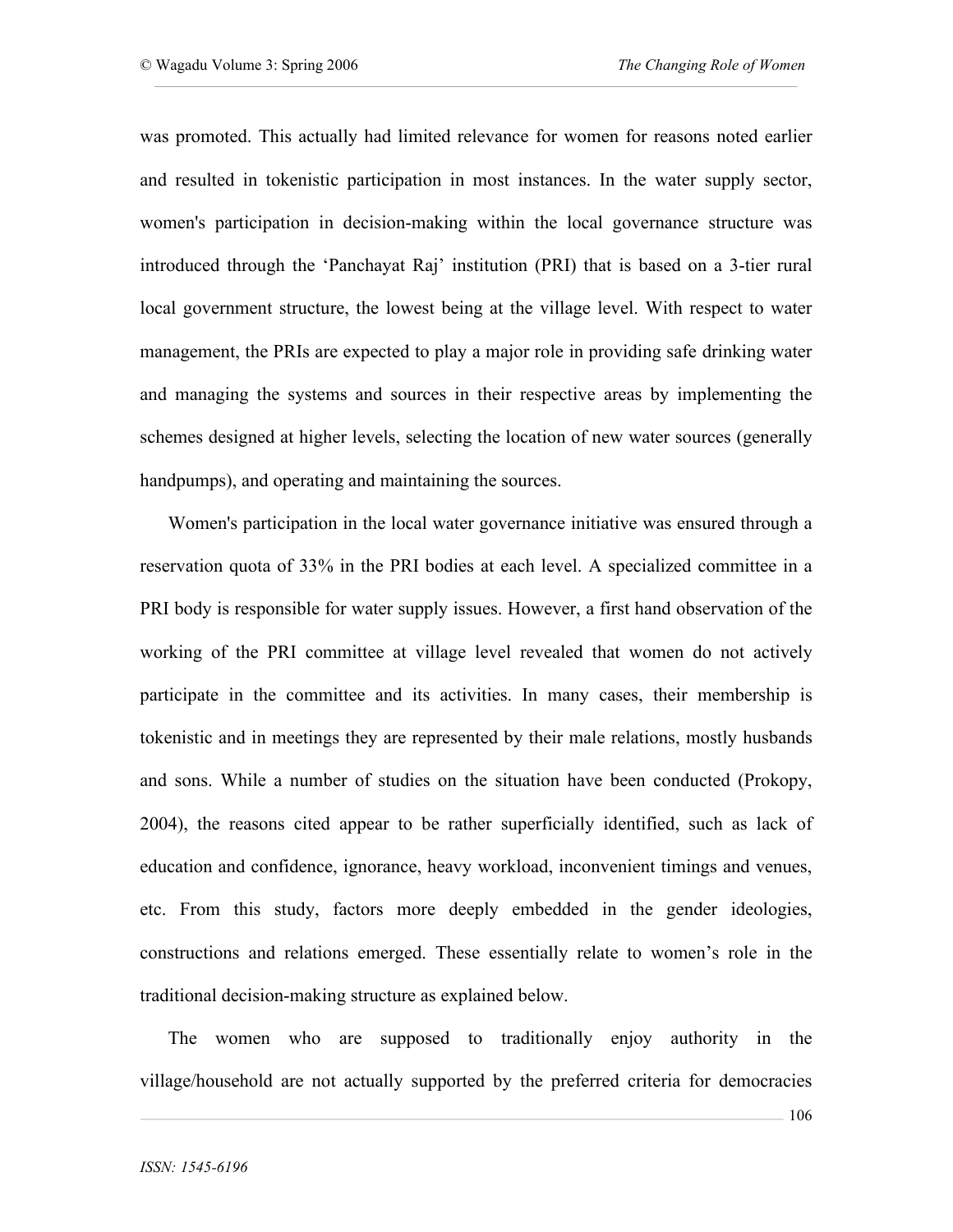was promoted. This actually had limited relevance for women for reasons noted earlier and resulted in tokenistic participation in most instances. In the water supply sector, women's participation in decision-making within the local governance structure was introduced through the 'Panchayat Raj' institution (PRI) that is based on a 3-tier rural local government structure, the lowest being at the village level. With respect to water management, the PRIs are expected to play a major role in providing safe drinking water and managing the systems and sources in their respective areas by implementing the schemes designed at higher levels, selecting the location of new water sources (generally handpumps), and operating and maintaining the sources.

Women's participation in the local water governance initiative was ensured through a reservation quota of 33% in the PRI bodies at each level. A specialized committee in a PRI body is responsible for water supply issues. However, a first hand observation of the working of the PRI committee at village level revealed that women do not actively participate in the committee and its activities. In many cases, their membership is tokenistic and in meetings they are represented by their male relations, mostly husbands and sons. While a number of studies on the situation have been conducted (Prokopy, 2004), the reasons cited appear to be rather superficially identified, such as lack of education and confidence, ignorance, heavy workload, inconvenient timings and venues, etc. From this study, factors more deeply embedded in the gender ideologies, constructions and relations emerged. These essentially relate to women's role in the traditional decision-making structure as explained below.

The women who are supposed to traditionally enjoy authority in the village/household are not actually supported by the preferred criteria for democracies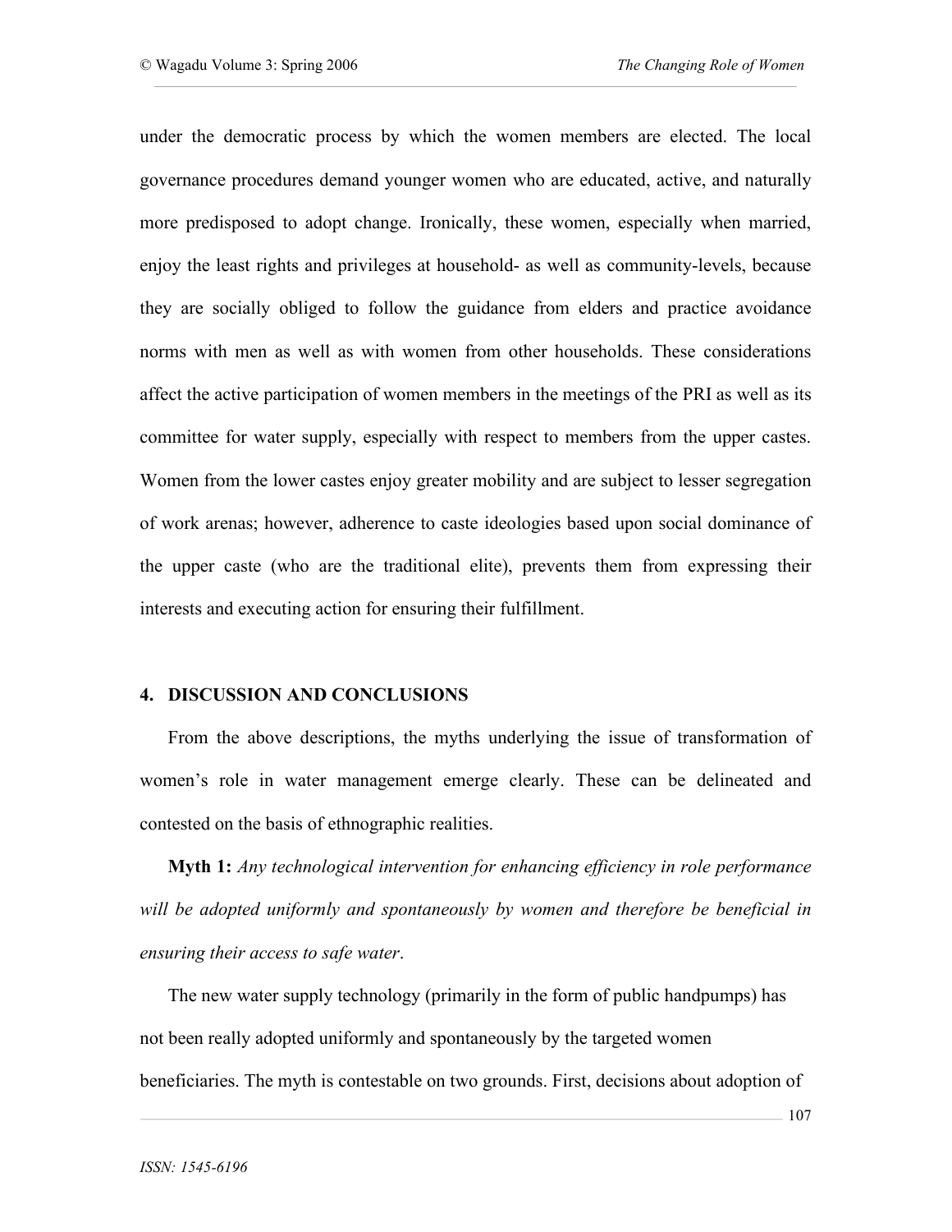under the democratic process by which the women members are elected. The local governance procedures demand younger women who are educated, active, and naturally more predisposed to adopt change. Ironically, these women, especially when married, enjoy the least rights and privileges at household- as well as community-levels, because they are socially obliged to follow the guidance from elders and practice avoidance norms with men as well as with women from other households. These considerations affect the active participation of women members in the meetings of the PRI as well as its committee for water supply, especially with respect to members from the upper castes. Women from the lower castes enjoy greater mobility and are subject to lesser segregation of work arenas; however, adherence to caste ideologies based upon social dominance of the upper caste (who are the traditional elite), prevents them from expressing their interests and executing action for ensuring their fulfillment.

## 4. DISCUSSION AND CONCLUSIONS

From the above descriptions, the myths underlying the issue of transformation of women's role in water management emerge clearly. These can be delineated and contested on the basis of ethnographic realities.

**Myth 1:** *Any technological intervention for enhancing efficiency in role performance will be adopted uniformly and spontaneously by women and therefore be beneficial in ensuring their access to safe water*.

The new water supply technology (primarily in the form of public handpumps) has not been really adopted uniformly and spontaneously by the targeted women beneficiaries. The myth is contestable on two grounds. First, decisions about adoption of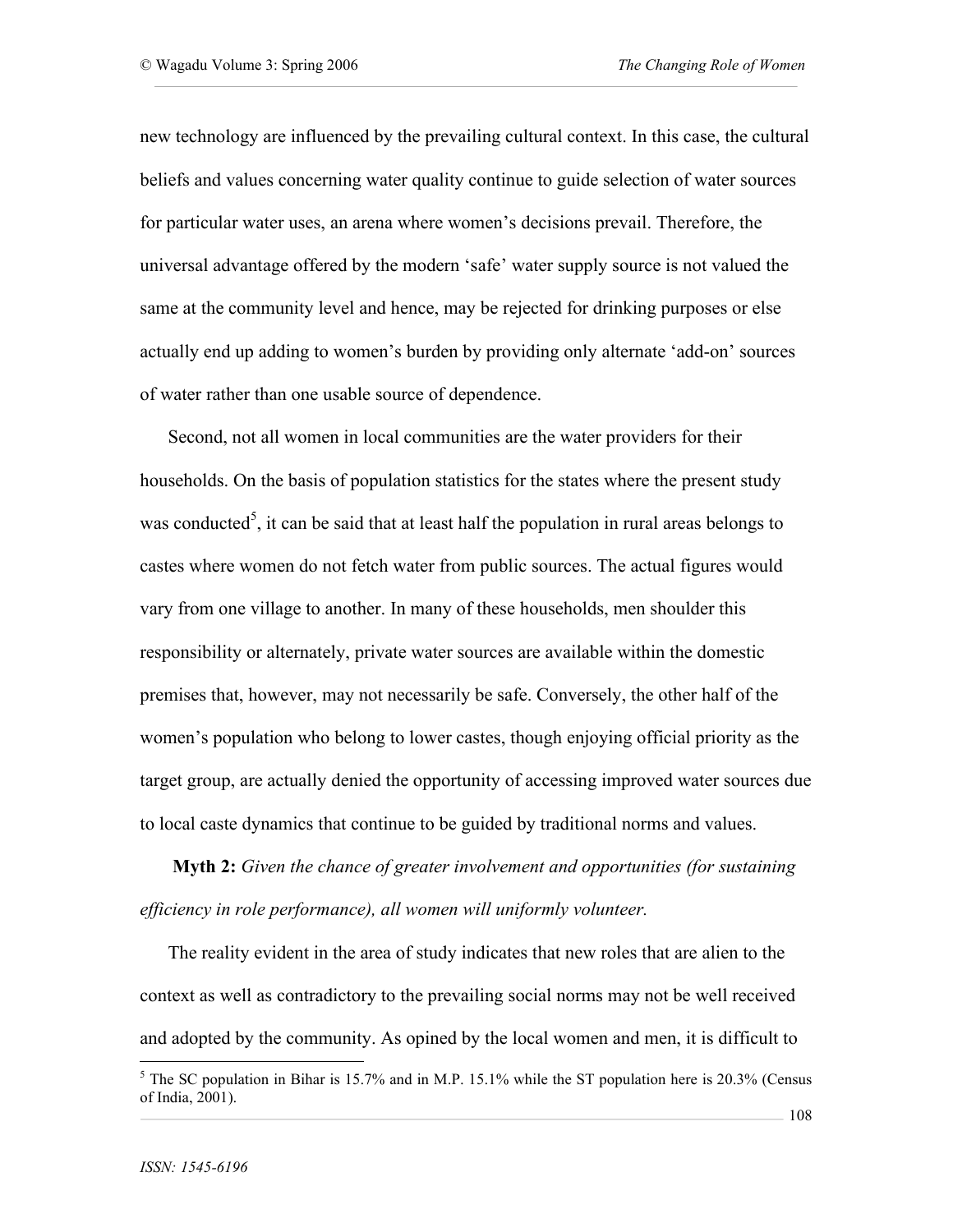new technology are influenced by the prevailing cultural context. In this case, the cultural beliefs and values concerning water quality continue to guide selection of water sources for particular water uses, an arena where women's decisions prevail. Therefore, the universal advantage offered by the modern 'safe' water supply source is not valued the same at the community level and hence, may be rejected for drinking purposes or else actually end up adding to women's burden by providing only alternate 'add-on' sources of water rather than one usable source of dependence.

Second, not all women in local communities are the water providers for their households. On the basis of population statistics for the states where the present study was conducted[5], it can be said that at least half the population in rural areas belongs to castes where women do not fetch water from public sources. The actual figures would vary from one village to another. In many of these households, men shoulder this responsibility or alternately, private water sources are available within the domestic premises that, however, may not necessarily be safe. Conversely, the other half of the women's population who belong to lower castes, though enjoying official priority as the target group, are actually denied the opportunity of accessing improved water sources due to local caste dynamics that continue to be guided by traditional norms and values.

**Myth 2:** *Given the chance of greater involvement and opportunities (for sustaining efficiency in role performance), all women will uniformly volunteer.*

The reality evident in the area of study indicates that new roles that are alien to the context as well as contradictory to the prevailing social norms may not be well received and adopted by the community. As opined by the local women and men, it is difficult to

---

[5] The SC population in Bihar is 15.7% and in M.P. 15.1% while the ST population here is 20.3% (Census of India, 2001).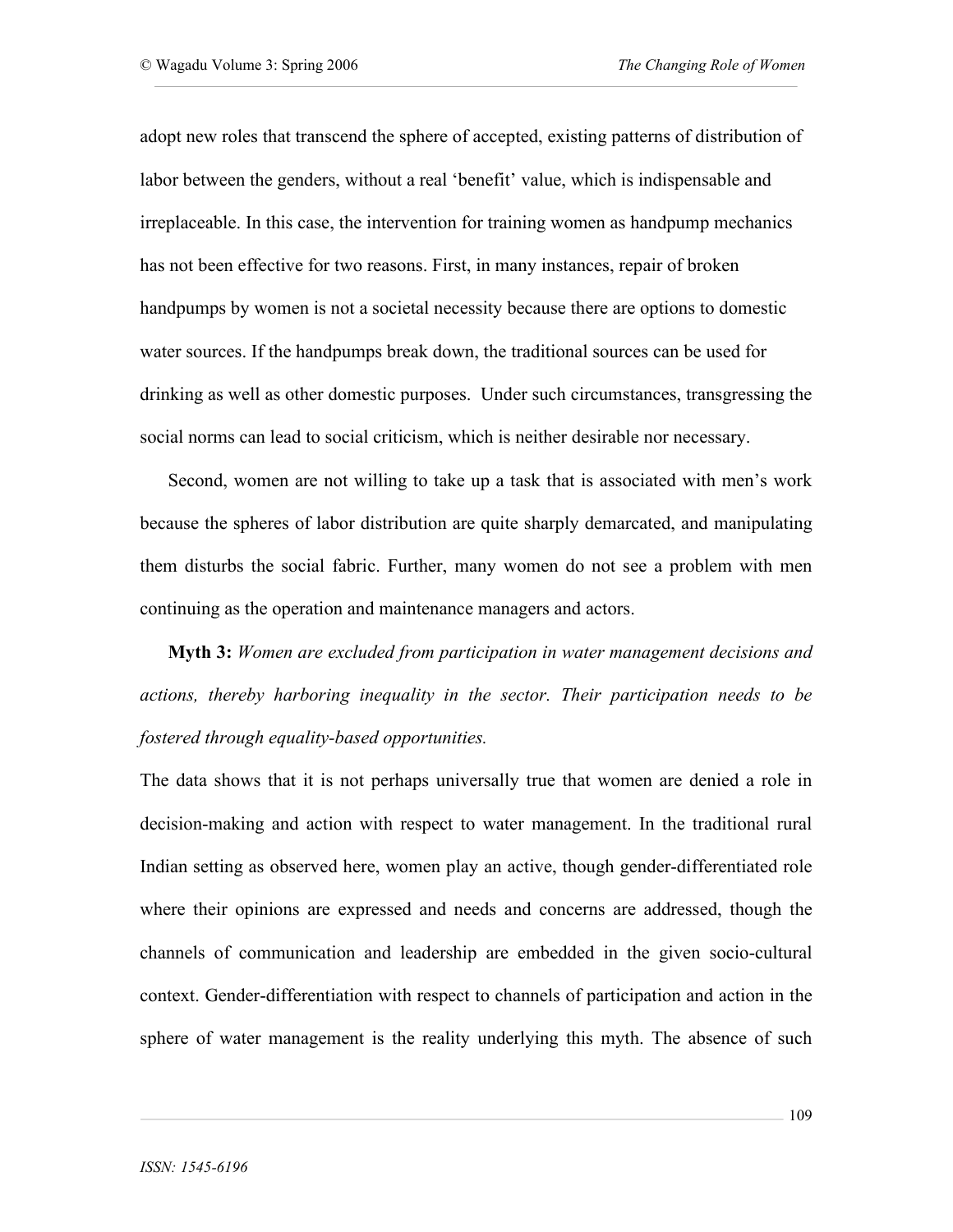adopt new roles that transcend the sphere of accepted, existing patterns of distribution of labor between the genders, without a real 'benefit' value, which is indispensable and irreplaceable. In this case, the intervention for training women as handpump mechanics has not been effective for two reasons. First, in many instances, repair of broken handpumps by women is not a societal necessity because there are options to domestic water sources. If the handpumps break down, the traditional sources can be used for drinking as well as other domestic purposes. Under such circumstances, transgressing the social norms can lead to social criticism, which is neither desirable nor necessary.

Second, women are not willing to take up a task that is associated with men's work because the spheres of labor distribution are quite sharply demarcated, and manipulating them disturbs the social fabric. Further, many women do not see a problem with men continuing as the operation and maintenance managers and actors.

**Myth 3:** *Women are excluded from participation in water management decisions and actions, thereby harboring inequality in the sector. Their participation needs to be fostered through equality-based opportunities.*

The data shows that it is not perhaps universally true that women are denied a role in decision-making and action with respect to water management. In the traditional rural Indian setting as observed here, women play an active, though gender-differentiated role where their opinions are expressed and needs and concerns are addressed, though the channels of communication and leadership are embedded in the given socio-cultural context. Gender-differentiation with respect to channels of participation and action in the sphere of water management is the reality underlying this myth. The absence of such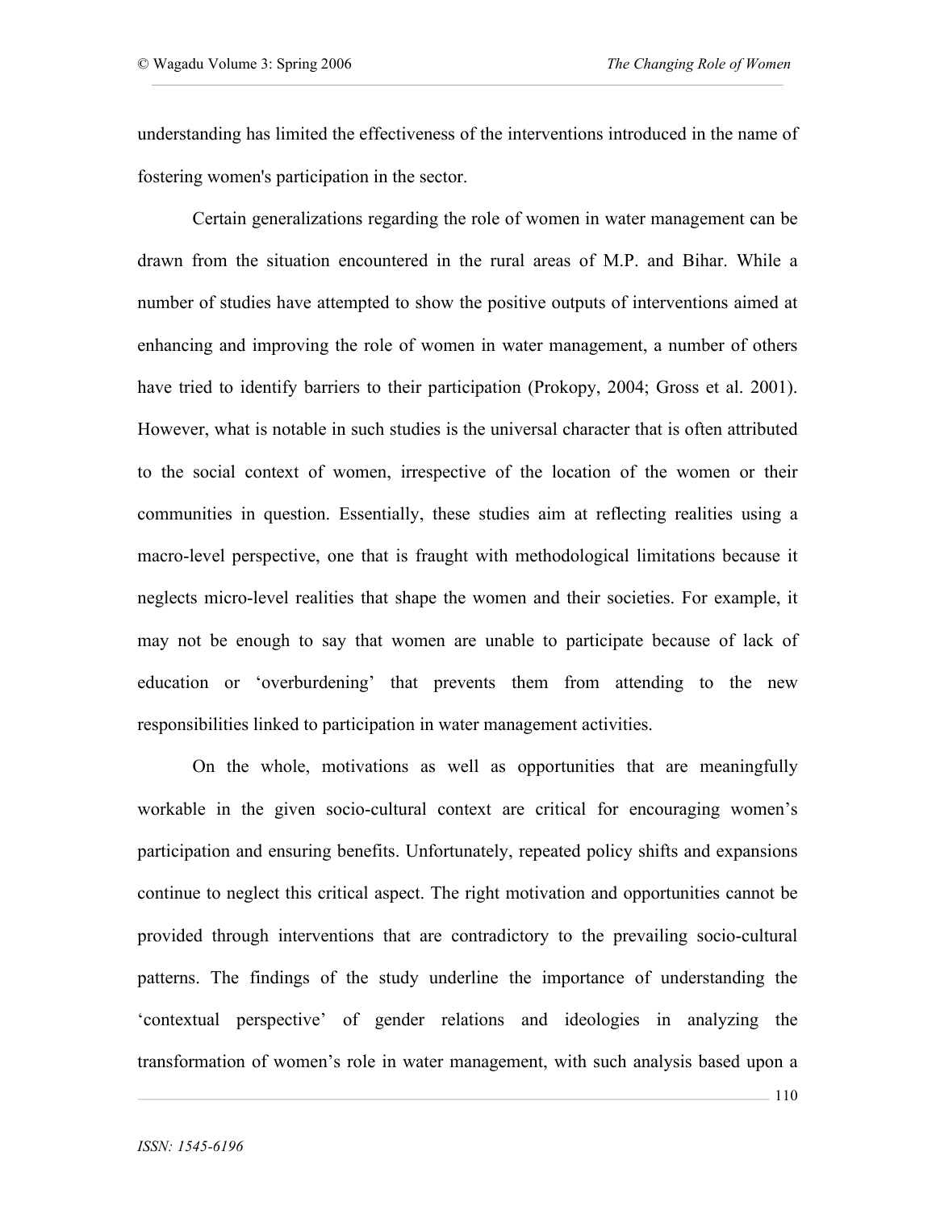understanding has limited the effectiveness of the interventions introduced in the name of fostering women's participation in the sector.

Certain generalizations regarding the role of women in water management can be drawn from the situation encountered in the rural areas of M.P. and Bihar. While a number of studies have attempted to show the positive outputs of interventions aimed at enhancing and improving the role of women in water management, a number of others have tried to identify barriers to their participation (Prokopy, 2004; Gross et al. 2001). However, what is notable in such studies is the universal character that is often attributed to the social context of women, irrespective of the location of the women or their communities in question. Essentially, these studies aim at reflecting realities using a macro-level perspective, one that is fraught with methodological limitations because it neglects micro-level realities that shape the women and their societies. For example, it may not be enough to say that women are unable to participate because of lack of education or 'overburdening' that prevents them from attending to the new responsibilities linked to participation in water management activities.

On the whole, motivations as well as opportunities that are meaningfully workable in the given socio-cultural context are critical for encouraging women's participation and ensuring benefits. Unfortunately, repeated policy shifts and expansions continue to neglect this critical aspect. The right motivation and opportunities cannot be provided through interventions that are contradictory to the prevailing socio-cultural patterns. The findings of the study underline the importance of understanding the 'contextual perspective' of gender relations and ideologies in analyzing the transformation of women's role in water management, with such analysis based upon a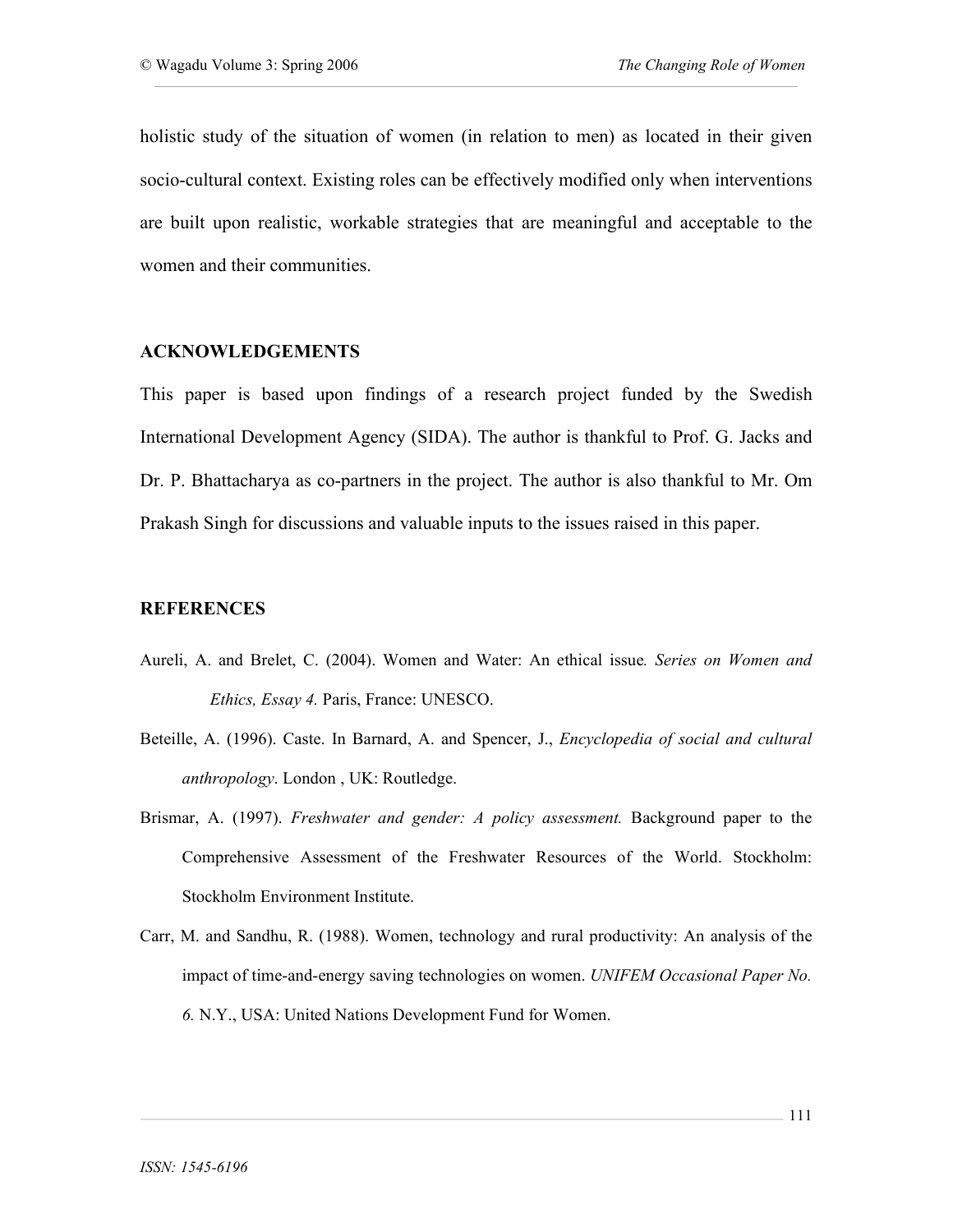holistic study of the situation of women (in relation to men) as located in their given socio-cultural context. Existing roles can be effectively modified only when interventions are built upon realistic, workable strategies that are meaningful and acceptable to the women and their communities.

## ACKNOWLEDGEMENTS

This paper is based upon findings of a research project funded by the Swedish International Development Agency (SIDA). The author is thankful to Prof. G. Jacks and Dr. P. Bhattacharya as co-partners in the project. The author is also thankful to Mr. Om Prakash Singh for discussions and valuable inputs to the issues raised in this paper.

## REFERENCES

Aureli, A. and Brelet, C. (2004). Women and Water: An ethical issue*. Series on Women and Ethics, Essay 4.* Paris, France: UNESCO.

Beteille, A. (1996). Caste. In Barnard, A. and Spencer, J., *Encyclopedia of social and cultural anthropology*. London , UK: Routledge.

Brismar, A. (1997). *Freshwater and gender: A policy assessment.* Background paper to the Comprehensive Assessment of the Freshwater Resources of the World. Stockholm: Stockholm Environment Institute.

Carr, M. and Sandhu, R. (1988). Women, technology and rural productivity: An analysis of the impact of time-and-energy saving technologies on women. *UNIFEM Occasional Paper No. 6.* N.Y., USA: United Nations Development Fund for Women.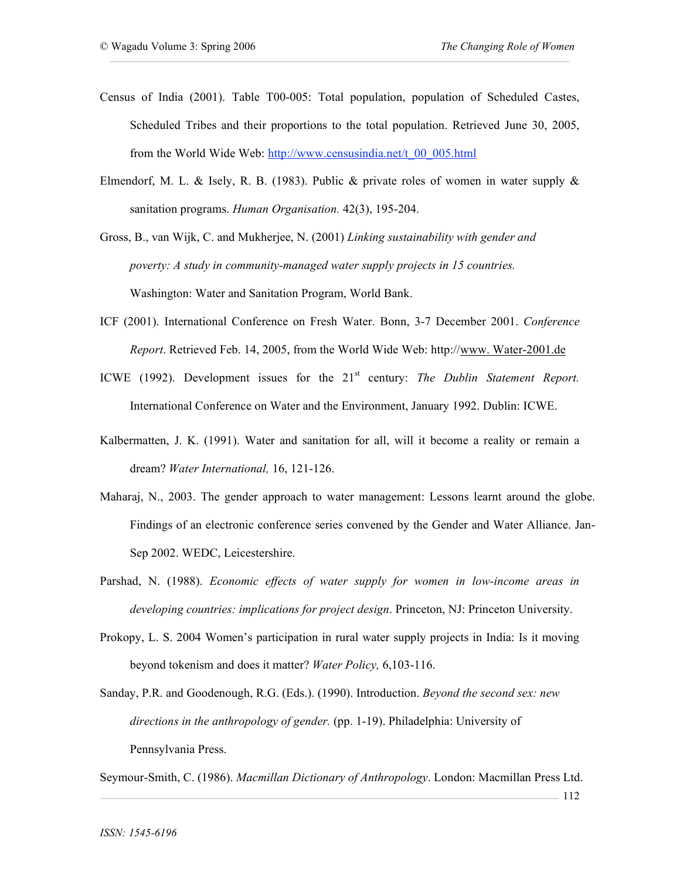Census of India (2001). Table T00-005: Total population, population of Scheduled Castes, Scheduled Tribes and their proportions to the total population. Retrieved June 30, 2005, from the World Wide Web: http://www.censusindia.net/t_00_005.html

Elmendorf, M. L. & Isely, R. B. (1983). Public & private roles of women in water supply & sanitation programs. *Human Organisation.* 42(3), 195-204.

Gross, B., van Wijk, C. and Mukherjee, N. (2001) *Linking sustainability with gender and poverty: A study in community-managed water supply projects in 15 countries.* Washington: Water and Sanitation Program, World Bank.

ICF (2001). International Conference on Fresh Water. Bonn, 3-7 December 2001. *Conference Report*. Retrieved Feb. 14, 2005, from the World Wide Web: http://www. Water-2001.de

ICWE (1992). Development issues for the 21st century: *The Dublin Statement Report.* International Conference on Water and the Environment, January 1992. Dublin: ICWE.

Kalbermatten, J. K. (1991). Water and sanitation for all, will it become a reality or remain a dream? *Water International,* 16, 121-126.

Maharaj, N., 2003. The gender approach to water management: Lessons learnt around the globe. Findings of an electronic conference series convened by the Gender and Water Alliance. Jan-Sep 2002. WEDC, Leicestershire.

Parshad, N. (1988). *Economic effects of water supply for women in low-income areas in developing countries: implications for project design*. Princeton, NJ: Princeton University.

Prokopy, L. S. 2004 Women's participation in rural water supply projects in India: Is it moving beyond tokenism and does it matter? *Water Policy,* 6,103-116.

Sanday, P.R. and Goodenough, R.G. (Eds.). (1990). Introduction. *Beyond the second sex: new directions in the anthropology of gender.* (pp. 1-19). Philadelphia: University of Pennsylvania Press.

Seymour-Smith, C. (1986). *Macmillan Dictionary of Anthropology*. London: Macmillan Press Ltd.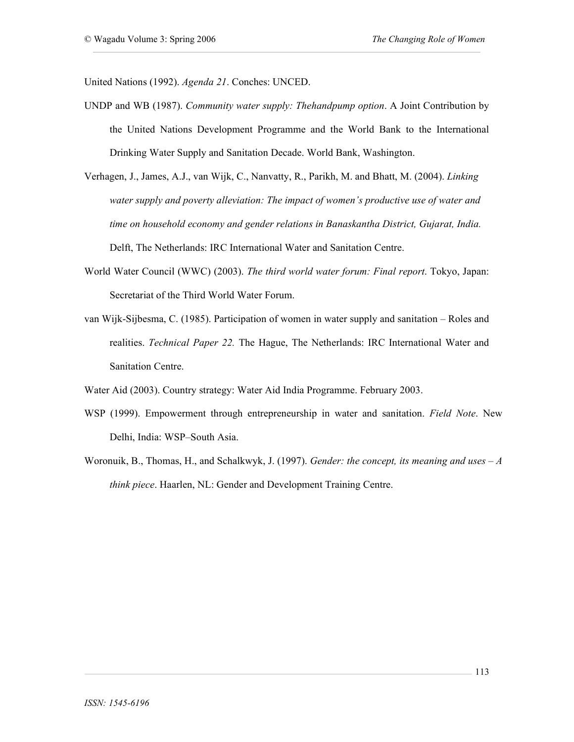United Nations (1992). *Agenda 21*. Conches: UNCED.

UNDP and WB (1987). *Community water supply: Thehandpump option*. A Joint Contribution by the United Nations Development Programme and the World Bank to the International Drinking Water Supply and Sanitation Decade. World Bank, Washington.

Verhagen, J., James, A.J., van Wijk, C., Nanvatty, R., Parikh, M. and Bhatt, M. (2004). *Linking water supply and poverty alleviation: The impact of women's productive use of water and time on household economy and gender relations in Banaskantha District, Gujarat, India.* Delft, The Netherlands: IRC International Water and Sanitation Centre.

World Water Council (WWC) (2003). *The third world water forum: Final report*. Tokyo, Japan: Secretariat of the Third World Water Forum.

van Wijk-Sijbesma, C. (1985). Participation of women in water supply and sanitation – Roles and realities. *Technical Paper 22.* The Hague, The Netherlands: IRC International Water and Sanitation Centre.

Water Aid (2003). Country strategy: Water Aid India Programme. February 2003.

WSP (1999). Empowerment through entrepreneurship in water and sanitation. *Field Note*. New Delhi, India: WSP–South Asia.

Woronuik, B., Thomas, H., and Schalkwyk, J. (1997). *Gender: the concept, its meaning and uses – A think piece*. Haarlen, NL: Gender and Development Training Centre.